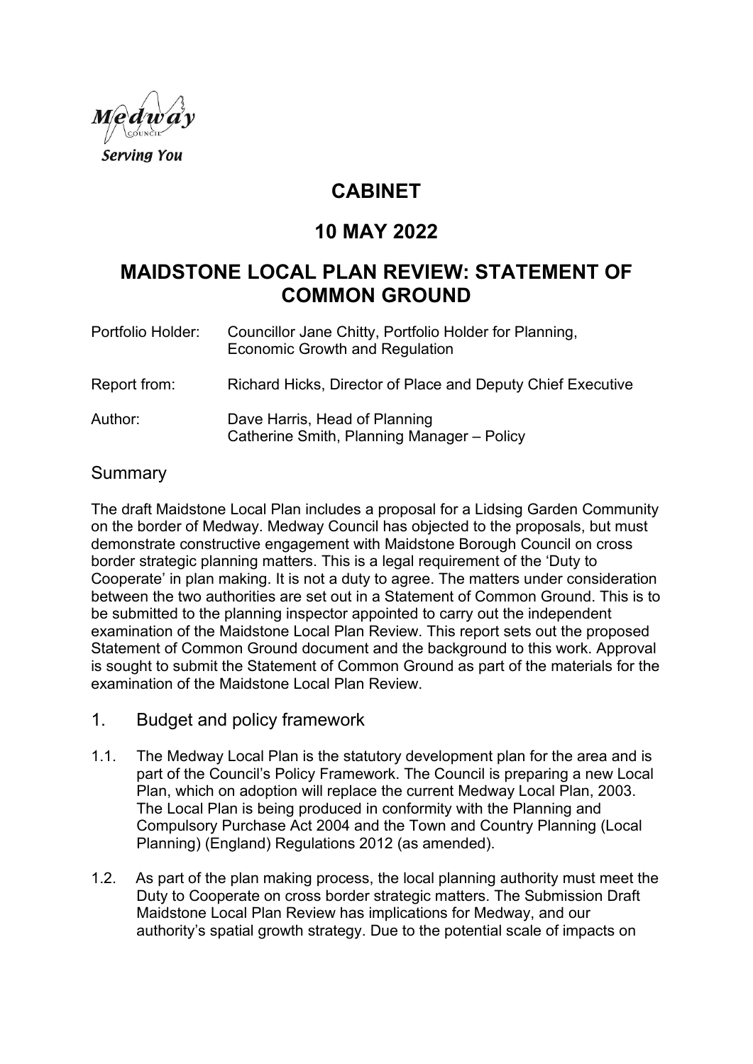Medway Council
Serving You

# CABINET

# 10 MAY 2022

# MAIDSTONE LOCAL PLAN REVIEW: STATEMENT OF COMMON GROUND

| | |
|---|---|
| Portfolio Holder: | Councillor Jane Chitty, Portfolio Holder for Planning, Economic Growth and Regulation |
| Report from: | Richard Hicks, Director of Place and Deputy Chief Executive |
| Author: | Dave Harris, Head of Planning<br>Catherine Smith, Planning Manager – Policy |

## Summary

The draft Maidstone Local Plan includes a proposal for a Lidsing Garden Community on the border of Medway. Medway Council has objected to the proposals, but must demonstrate constructive engagement with Maidstone Borough Council on cross border strategic planning matters. This is a legal requirement of the 'Duty to Cooperate' in plan making. It is not a duty to agree. The matters under consideration between the two authorities are set out in a Statement of Common Ground. This is to be submitted to the planning inspector appointed to carry out the independent examination of the Maidstone Local Plan Review. This report sets out the proposed Statement of Common Ground document and the background to this work. Approval is sought to submit the Statement of Common Ground as part of the materials for the examination of the Maidstone Local Plan Review.

## 1. Budget and policy framework

1.1. The Medway Local Plan is the statutory development plan for the area and is part of the Council's Policy Framework. The Council is preparing a new Local Plan, which on adoption will replace the current Medway Local Plan, 2003. The Local Plan is being produced in conformity with the Planning and Compulsory Purchase Act 2004 and the Town and Country Planning (Local Planning) (England) Regulations 2012 (as amended).

1.2. As part of the plan making process, the local planning authority must meet the Duty to Cooperate on cross border strategic matters. The Submission Draft Maidstone Local Plan Review has implications for Medway, and our authority's spatial growth strategy. Due to the potential scale of impacts on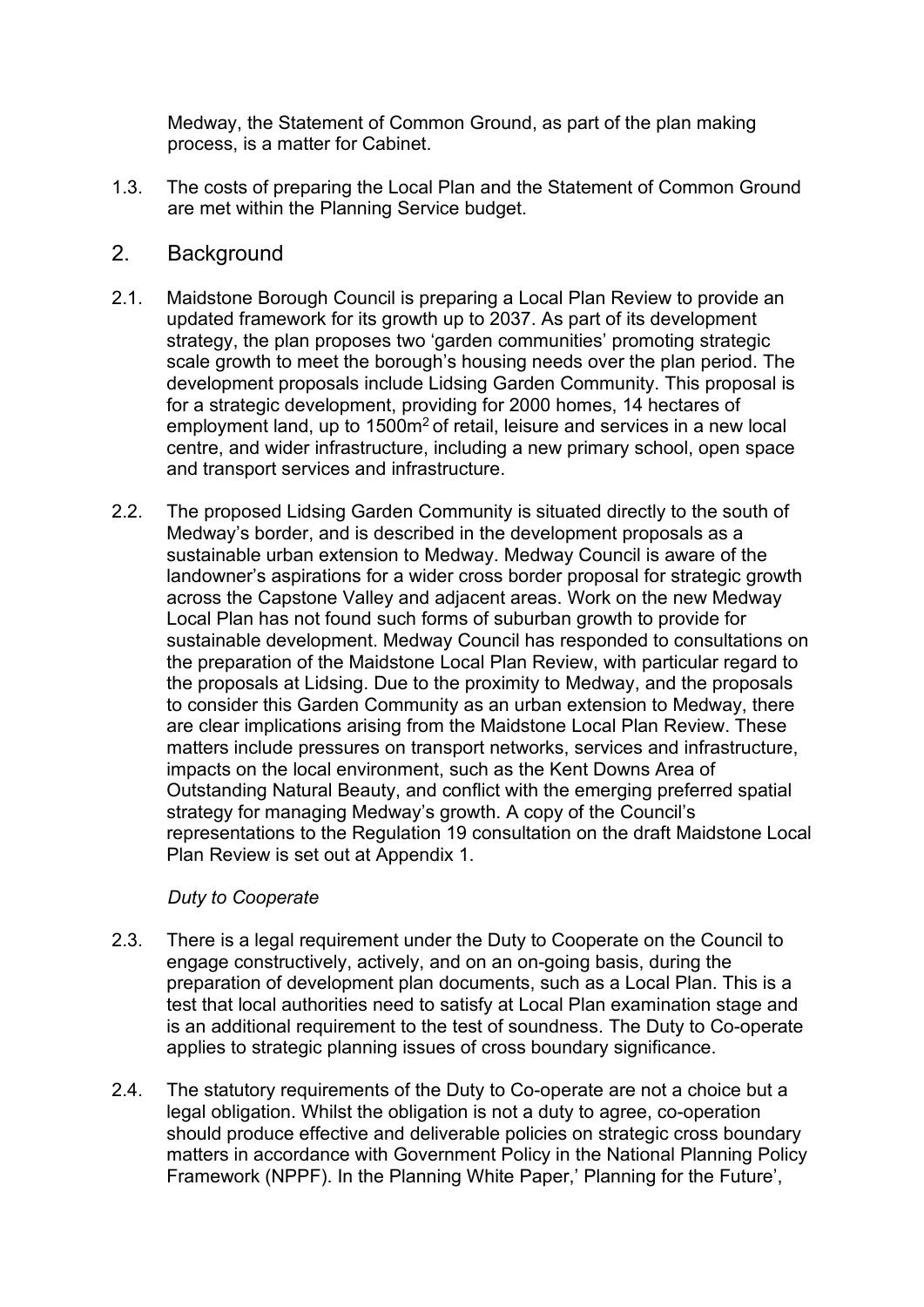Medway, the Statement of Common Ground, as part of the plan making process, is a matter for Cabinet.

1.3. The costs of preparing the Local Plan and the Statement of Common Ground are met within the Planning Service budget.

## 2. Background

2.1. Maidstone Borough Council is preparing a Local Plan Review to provide an updated framework for its growth up to 2037. As part of its development strategy, the plan proposes two 'garden communities' promoting strategic scale growth to meet the borough's housing needs over the plan period. The development proposals include Lidsing Garden Community. This proposal is for a strategic development, providing for 2000 homes, 14 hectares of employment land, up to 1500m$^2$ of retail, leisure and services in a new local centre, and wider infrastructure, including a new primary school, open space and transport services and infrastructure.

2.2. The proposed Lidsing Garden Community is situated directly to the south of Medway's border, and is described in the development proposals as a sustainable urban extension to Medway. Medway Council is aware of the landowner's aspirations for a wider cross border proposal for strategic growth across the Capstone Valley and adjacent areas. Work on the new Medway Local Plan has not found such forms of suburban growth to provide for sustainable development. Medway Council has responded to consultations on the preparation of the Maidstone Local Plan Review, with particular regard to the proposals at Lidsing. Due to the proximity to Medway, and the proposals to consider this Garden Community as an urban extension to Medway, there are clear implications arising from the Maidstone Local Plan Review. These matters include pressures on transport networks, services and infrastructure, impacts on the local environment, such as the Kent Downs Area of Outstanding Natural Beauty, and conflict with the emerging preferred spatial strategy for managing Medway's growth. A copy of the Council's representations to the Regulation 19 consultation on the draft Maidstone Local Plan Review is set out at Appendix 1.

*Duty to Cooperate*

2.3. There is a legal requirement under the Duty to Cooperate on the Council to engage constructively, actively, and on an on-going basis, during the preparation of development plan documents, such as a Local Plan. This is a test that local authorities need to satisfy at Local Plan examination stage and is an additional requirement to the test of soundness. The Duty to Co-operate applies to strategic planning issues of cross boundary significance.

2.4. The statutory requirements of the Duty to Co-operate are not a choice but a legal obligation. Whilst the obligation is not a duty to agree, co-operation should produce effective and deliverable policies on strategic cross boundary matters in accordance with Government Policy in the National Planning Policy Framework (NPPF). In the Planning White Paper,' Planning for the Future',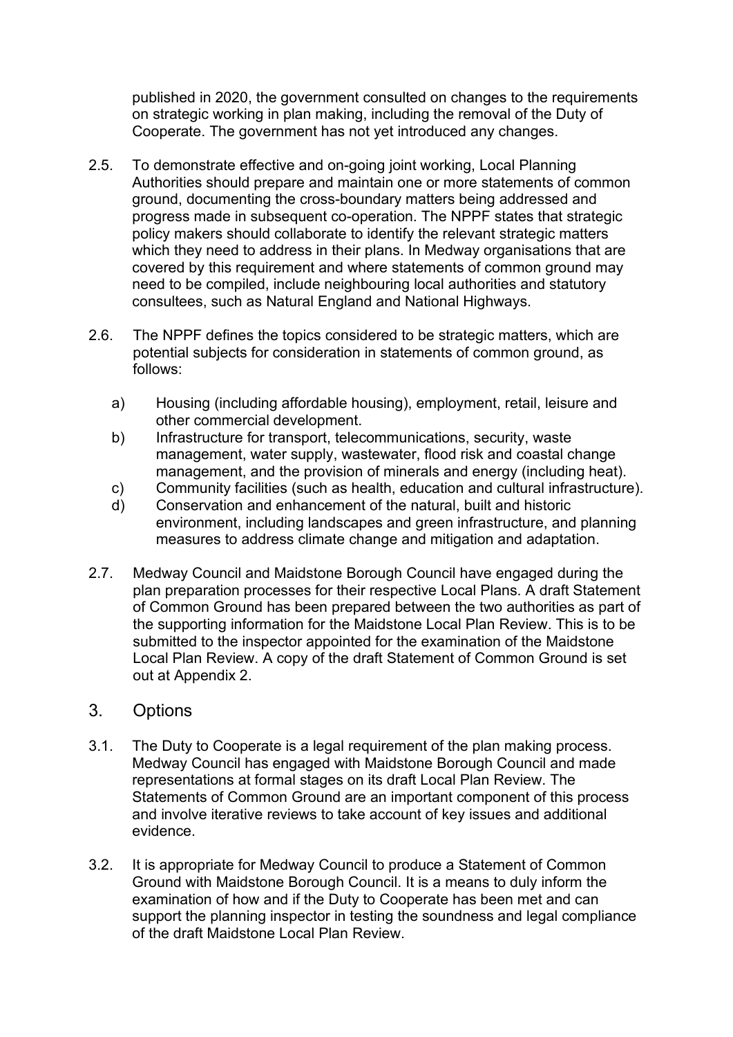published in 2020, the government consulted on changes to the requirements on strategic working in plan making, including the removal of the Duty of Cooperate. The government has not yet introduced any changes.

2.5. To demonstrate effective and on-going joint working, Local Planning Authorities should prepare and maintain one or more statements of common ground, documenting the cross-boundary matters being addressed and progress made in subsequent co-operation. The NPPF states that strategic policy makers should collaborate to identify the relevant strategic matters which they need to address in their plans. In Medway organisations that are covered by this requirement and where statements of common ground may need to be compiled, include neighbouring local authorities and statutory consultees, such as Natural England and National Highways.

2.6. The NPPF defines the topics considered to be strategic matters, which are potential subjects for consideration in statements of common ground, as follows:

a) Housing (including affordable housing), employment, retail, leisure and other commercial development.
b) Infrastructure for transport, telecommunications, security, waste management, water supply, wastewater, flood risk and coastal change management, and the provision of minerals and energy (including heat).
c) Community facilities (such as health, education and cultural infrastructure).
d) Conservation and enhancement of the natural, built and historic environment, including landscapes and green infrastructure, and planning measures to address climate change and mitigation and adaptation.

2.7. Medway Council and Maidstone Borough Council have engaged during the plan preparation processes for their respective Local Plans. A draft Statement of Common Ground has been prepared between the two authorities as part of the supporting information for the Maidstone Local Plan Review. This is to be submitted to the inspector appointed for the examination of the Maidstone Local Plan Review. A copy of the draft Statement of Common Ground is set out at Appendix 2.

## 3. Options

3.1. The Duty to Cooperate is a legal requirement of the plan making process. Medway Council has engaged with Maidstone Borough Council and made representations at formal stages on its draft Local Plan Review. The Statements of Common Ground are an important component of this process and involve iterative reviews to take account of key issues and additional evidence.

3.2. It is appropriate for Medway Council to produce a Statement of Common Ground with Maidstone Borough Council. It is a means to duly inform the examination of how and if the Duty to Cooperate has been met and can support the planning inspector in testing the soundness and legal compliance of the draft Maidstone Local Plan Review.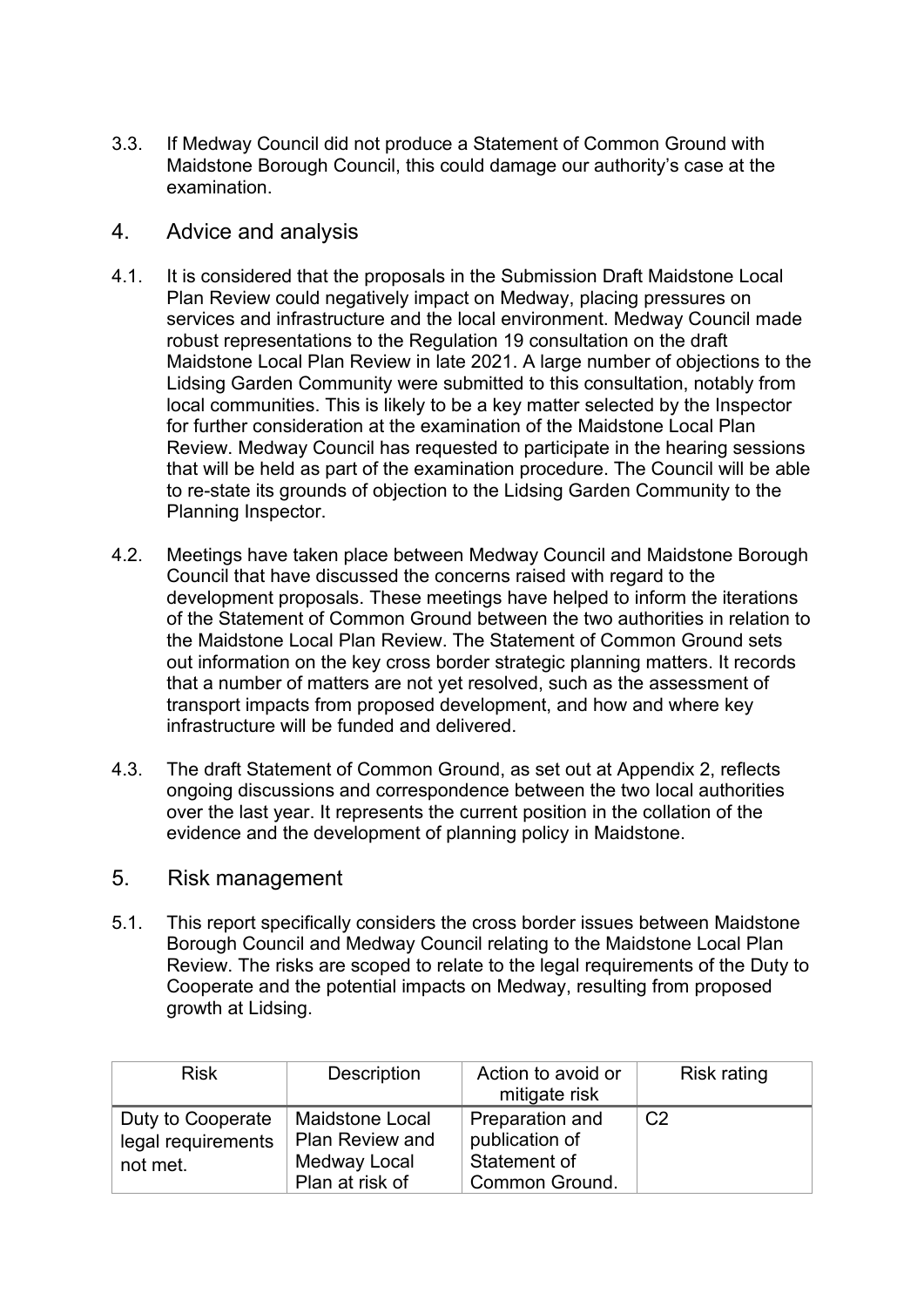3.3. If Medway Council did not produce a Statement of Common Ground with Maidstone Borough Council, this could damage our authority's case at the examination.

## 4. Advice and analysis

4.1. It is considered that the proposals in the Submission Draft Maidstone Local Plan Review could negatively impact on Medway, placing pressures on services and infrastructure and the local environment. Medway Council made robust representations to the Regulation 19 consultation on the draft Maidstone Local Plan Review in late 2021. A large number of objections to the Lidsing Garden Community were submitted to this consultation, notably from local communities. This is likely to be a key matter selected by the Inspector for further consideration at the examination of the Maidstone Local Plan Review. Medway Council has requested to participate in the hearing sessions that will be held as part of the examination procedure. The Council will be able to re-state its grounds of objection to the Lidsing Garden Community to the Planning Inspector.

4.2. Meetings have taken place between Medway Council and Maidstone Borough Council that have discussed the concerns raised with regard to the development proposals. These meetings have helped to inform the iterations of the Statement of Common Ground between the two authorities in relation to the Maidstone Local Plan Review. The Statement of Common Ground sets out information on the key cross border strategic planning matters. It records that a number of matters are not yet resolved, such as the assessment of transport impacts from proposed development, and how and where key infrastructure will be funded and delivered.

4.3. The draft Statement of Common Ground, as set out at Appendix 2, reflects ongoing discussions and correspondence between the two local authorities over the last year. It represents the current position in the collation of the evidence and the development of planning policy in Maidstone.

## 5. Risk management

5.1. This report specifically considers the cross border issues between Maidstone Borough Council and Medway Council relating to the Maidstone Local Plan Review. The risks are scoped to relate to the legal requirements of the Duty to Cooperate and the potential impacts on Medway, resulting from proposed growth at Lidsing.

| Risk | Description | Action to avoid or mitigate risk | Risk rating |
|---|---|---|---|
| Duty to Cooperate legal requirements not met. | Maidstone Local Plan Review and Medway Local Plan at risk of | Preparation and publication of Statement of Common Ground. | C2 |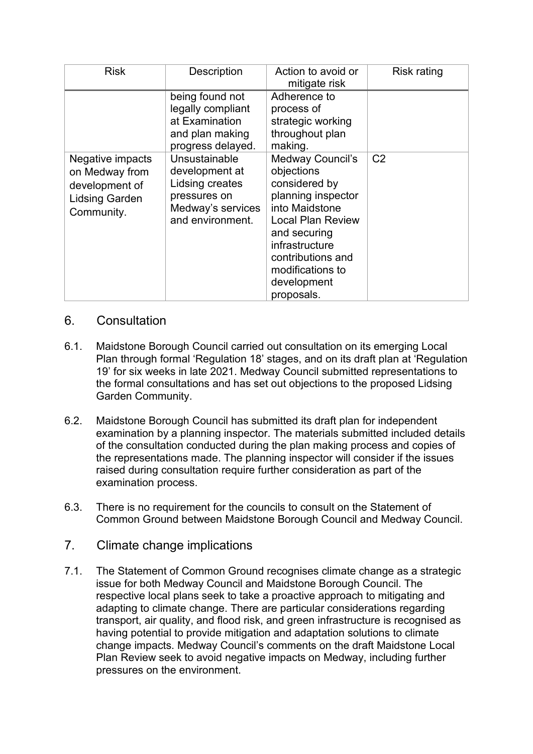| Risk | Description | Action to avoid or mitigate risk | Risk rating |
|---|---|---|---|
| | being found not legally compliant at Examination and plan making progress delayed. | Adherence to process of strategic working throughout plan making. | |
| Negative impacts on Medway from development of Lidsing Garden Community. | Unsustainable development at Lidsing creates pressures on Medway's services and environment. | Medway Council's objections considered by planning inspector into Maidstone Local Plan Review and securing infrastructure contributions and modifications to development proposals. | C2 |

## 6. Consultation

6.1. Maidstone Borough Council carried out consultation on its emerging Local Plan through formal 'Regulation 18' stages, and on its draft plan at 'Regulation 19' for six weeks in late 2021. Medway Council submitted representations to the formal consultations and has set out objections to the proposed Lidsing Garden Community.

6.2. Maidstone Borough Council has submitted its draft plan for independent examination by a planning inspector. The materials submitted included details of the consultation conducted during the plan making process and copies of the representations made. The planning inspector will consider if the issues raised during consultation require further consideration as part of the examination process.

6.3. There is no requirement for the councils to consult on the Statement of Common Ground between Maidstone Borough Council and Medway Council.

## 7. Climate change implications

7.1. The Statement of Common Ground recognises climate change as a strategic issue for both Medway Council and Maidstone Borough Council. The respective local plans seek to take a proactive approach to mitigating and adapting to climate change. There are particular considerations regarding transport, air quality, and flood risk, and green infrastructure is recognised as having potential to provide mitigation and adaptation solutions to climate change impacts. Medway Council's comments on the draft Maidstone Local Plan Review seek to avoid negative impacts on Medway, including further pressures on the environment.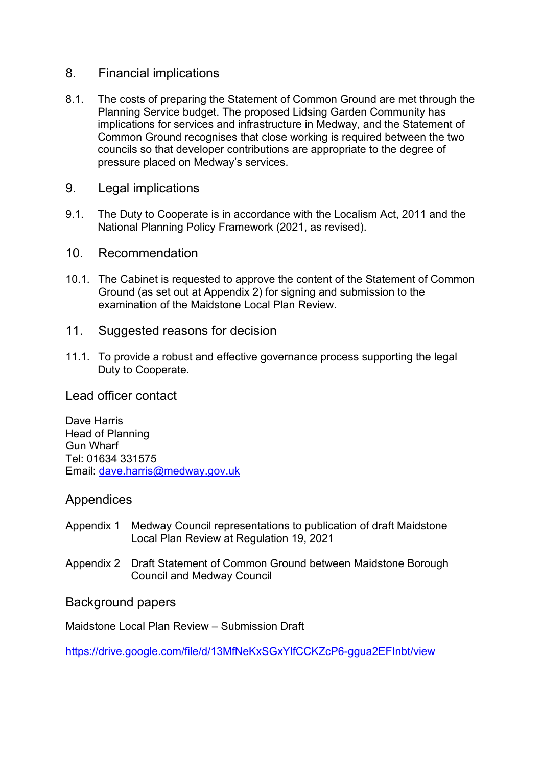## 8. Financial implications

8.1. The costs of preparing the Statement of Common Ground are met through the Planning Service budget. The proposed Lidsing Garden Community has implications for services and infrastructure in Medway, and the Statement of Common Ground recognises that close working is required between the two councils so that developer contributions are appropriate to the degree of pressure placed on Medway's services.

## 9. Legal implications

9.1. The Duty to Cooperate is in accordance with the Localism Act, 2011 and the National Planning Policy Framework (2021, as revised).

## 10. Recommendation

10.1. The Cabinet is requested to approve the content of the Statement of Common Ground (as set out at Appendix 2) for signing and submission to the examination of the Maidstone Local Plan Review.

## 11. Suggested reasons for decision

11.1. To provide a robust and effective governance process supporting the legal Duty to Cooperate.

## Lead officer contact

Dave Harris
Head of Planning
Gun Wharf
Tel: 01634 331575
Email: [dave.harris@medway.gov.uk](mailto:dave.harris@medway.gov.uk)

## Appendices

Appendix 1 Medway Council representations to publication of draft Maidstone Local Plan Review at Regulation 19, 2021

Appendix 2 Draft Statement of Common Ground between Maidstone Borough Council and Medway Council

## Background papers

Maidstone Local Plan Review – Submission Draft

https://drive.google.com/file/d/13MfNeKxSGxYlfCCKZcP6-ggua2EFInbt/view